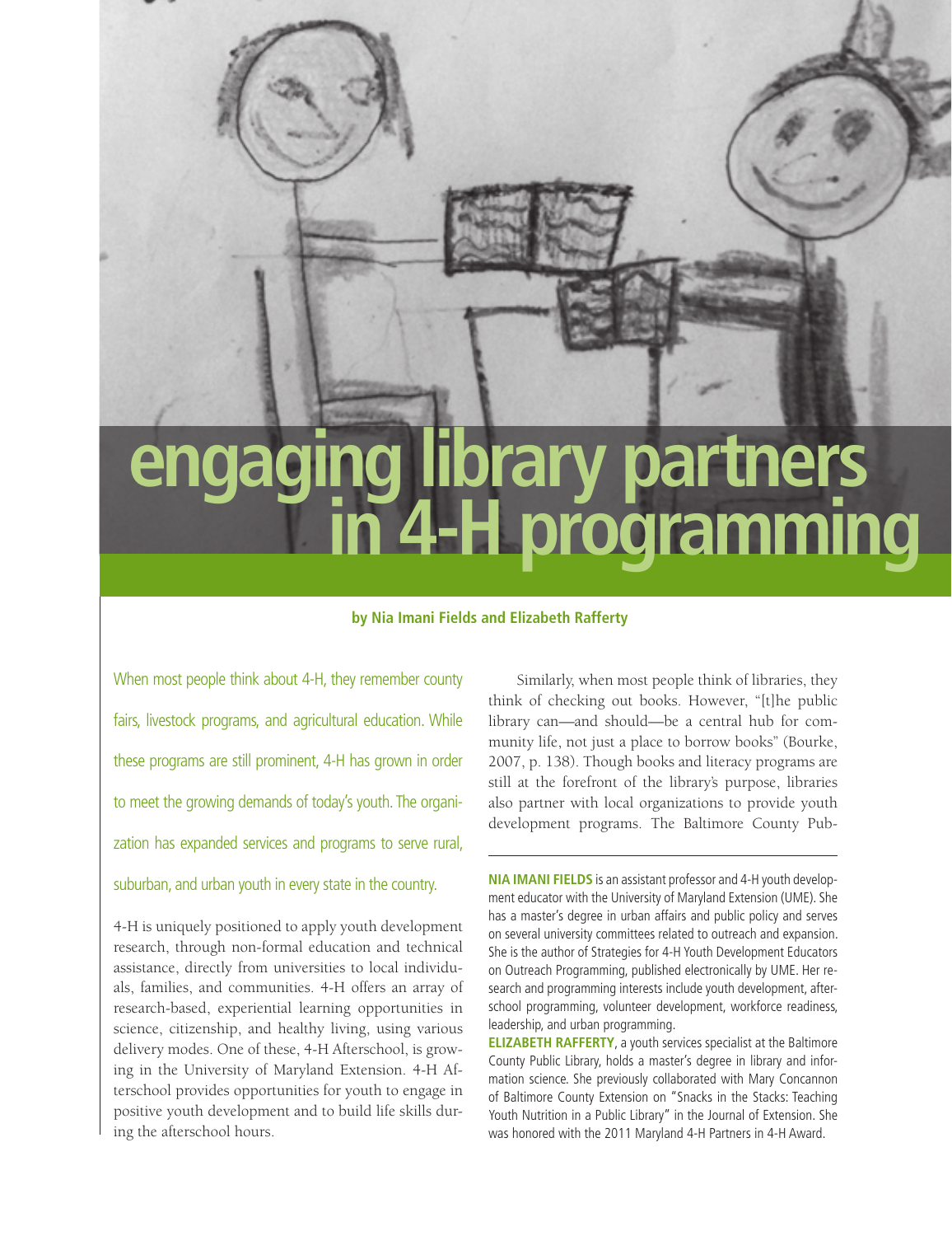# engaging library partners in 4-H programming

**by Nia Imani Fields and Elizabeth Rafferty**

When most people think about 4-H, they remember county fairs, livestock programs, and agricultural education. While these programs are still prominent, 4-H has grown in order to meet the growing demands of today's youth. The organization has expanded services and programs to serve rural, suburban, and urban youth in every state in the country.

4-H is uniquely positioned to apply youth development research, through non-formal education and technical assistance, directly from universities to local individuals, families, and communities. 4-H offers an array of research-based, experiential learning opportunities in science, citizenship, and healthy living, using various delivery modes. One of these, 4-H Afterschool, is growing in the University of Maryland Extension. 4-H Afterschool provides opportunities for youth to engage in positive youth development and to build life skills during the afterschool hours.

Similarly, when most people think of libraries, they think of checking out books. However, "[t]he public library can—and should—be a central hub for community life, not just a place to borrow books" (Bourke, 2007, p. 138). Though books and literacy programs are still at the forefront of the library's purpose, libraries also partner with local organizations to provide youth development programs. The Baltimore County Pub-

**NIA IMANI FIELDS** is an assistant professor and 4-H youth development educator with the University of Maryland Extension (UME). She has a master's degree in urban affairs and public policy and serves on several university committees related to outreach and expansion. She is the author of Strategies for 4-H Youth Development Educators on Outreach Programming, published electronically by UME. Her research and programming interests include youth development, afterschool programming, volunteer development, workforce readiness, leadership, and urban programming.

**ELIZABETH RAFFERTY**, a youth services specialist at the Baltimore County Public Library, holds a master's degree in library and information science. She previously collaborated with Mary Concannon of Baltimore County Extension on "Snacks in the Stacks: Teaching Youth Nutrition in a Public Library" in the Journal of Extension. She was honored with the 2011 Maryland 4-H Partners in 4-H Award.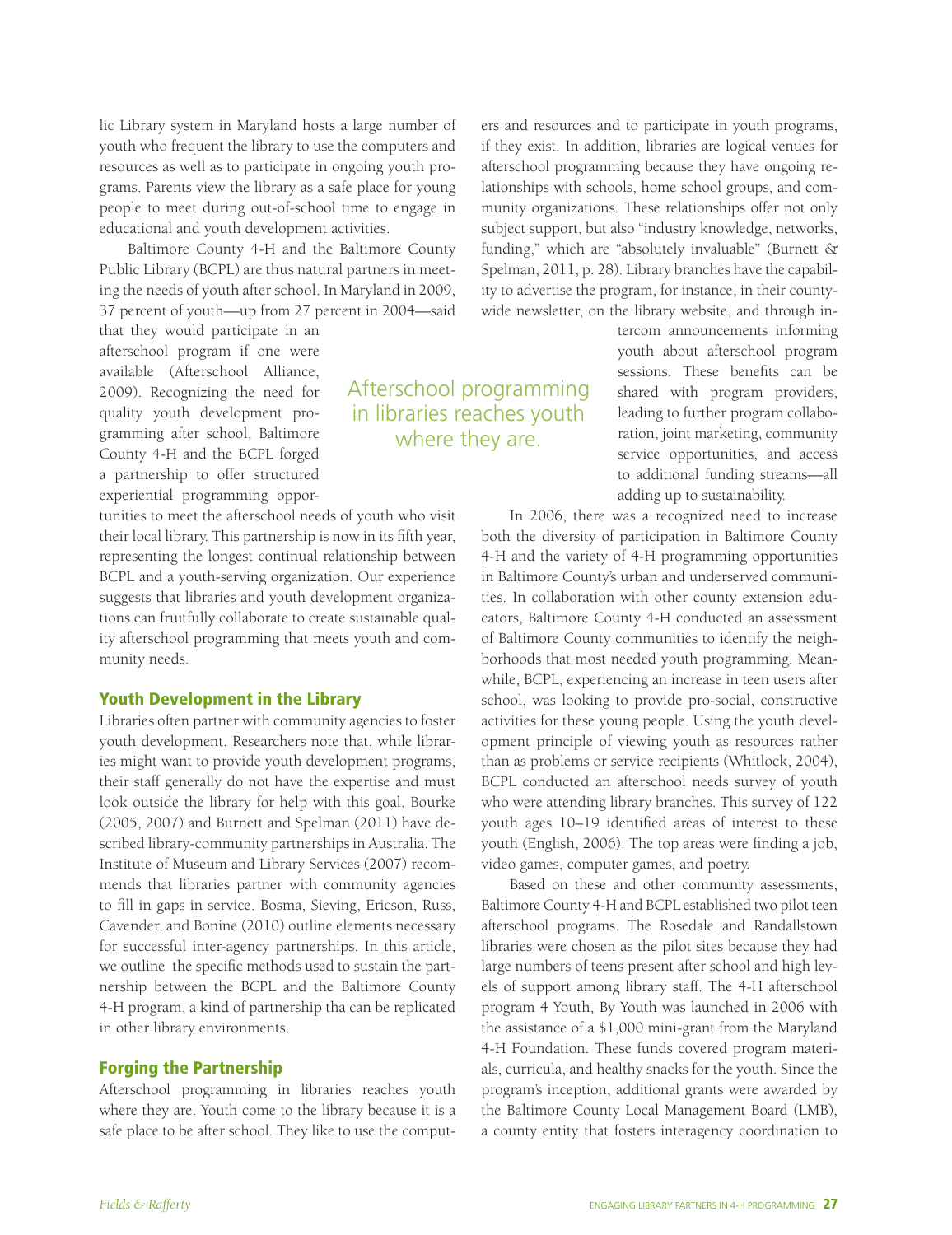lic Library system in Maryland hosts a large number of youth who frequent the library to use the computers and resources as well as to participate in ongoing youth programs. Parents view the library as a safe place for young people to meet during out-of-school time to engage in educational and youth development activities.

Baltimore County 4-H and the Baltimore County Public Library (BCPL) are thus natural partners in meeting the needs of youth after school. In Maryland in 2009, 37 percent of youth—up from 27 percent in 2004—said that they would participate in an afterschool program if one were available (Afterschool Alliance, 2009). Recognizing the need for quality youth development programming after school, Baltimore County 4-H and the BCPL forged a partnership to offer structured experiential programming opportunities to meet the afterschool needs of youth who visit their local library. This partnership is now in its fifth year, representing the longest continual relationship between BCPL and a youth-serving organization. Our experience suggests that libraries and youth development organizations can fruitfully collaborate to create sustainable quality afterschool programming that meets youth and community needs.

## Youth Development in the Library

Libraries often partner with community agencies to foster youth development. Researchers note that, while libraries might want to provide youth development programs, their staff generally do not have the expertise and must look outside the library for help with this goal. Bourke (2005, 2007) and Burnett and Spelman (2011) have described library-community partnerships in Australia. The Institute of Museum and Library Services (2007) recommends that libraries partner with community agencies to fill in gaps in service. Bosma, Sieving, Ericson, Russ, Cavender, and Bonine (2010) outline elements necessary for successful inter-agency partnerships. In this article, we outline the specific methods used to sustain the partnership between the BCPL and the Baltimore County 4-H program, a kind of partnership tha can be replicated in other library environments.

## Forging the Partnership

Afterschool programming in libraries reaches youth where they are. Youth come to the library because it is a safe place to be after school. They like to use the computers and resources and to participate in youth programs, if they exist. In addition, libraries are logical venues for afterschool programming because they have ongoing relationships with schools, home school groups, and community organizations. These relationships offer not only subject support, but also "industry knowledge, networks, funding," which are "absolutely invaluable" (Burnett & Spelman, 2011, p. 28). Library branches have the capability to advertise the program, for instance, in their countywide newsletter, on the library website, and through intercom announcements informing youth about afterschool program sessions. These benefits can be shared with program providers, leading to further program collaboration, joint marketing, community service opportunities, and access to additional funding streams—all adding up to sustainability.

> Afterschool programming in libraries reaches youth where they are.

In 2006, there was a recognized need to increase both the diversity of participation in Baltimore County 4-H and the variety of 4-H programming opportunities in Baltimore County's urban and underserved communities. In collaboration with other county extension educators, Baltimore County 4-H conducted an assessment of Baltimore County communities to identify the neighborhoods that most needed youth programming. Meanwhile, BCPL, experiencing an increase in teen users after school, was looking to provide pro-social, constructive activities for these young people. Using the youth development principle of viewing youth as resources rather than as problems or service recipients (Whitlock, 2004), BCPL conducted an afterschool needs survey of youth who were attending library branches. This survey of 122 youth ages 10–19 identified areas of interest to these youth (English, 2006). The top areas were finding a job, video games, computer games, and poetry.

Based on these and other community assessments, Baltimore County 4-H and BCPL established two pilot teen afterschool programs. The Rosedale and Randallstown libraries were chosen as the pilot sites because they had large numbers of teens present after school and high levels of support among library staff. The 4-H afterschool program 4 Youth, By Youth was launched in 2006 with the assistance of a $1,000 mini-grant from the Maryland 4-H Foundation. These funds covered program materials, curricula, and healthy snacks for the youth. Since the program's inception, additional grants were awarded by the Baltimore County Local Management Board (LMB), a county entity that fosters interagency coordination to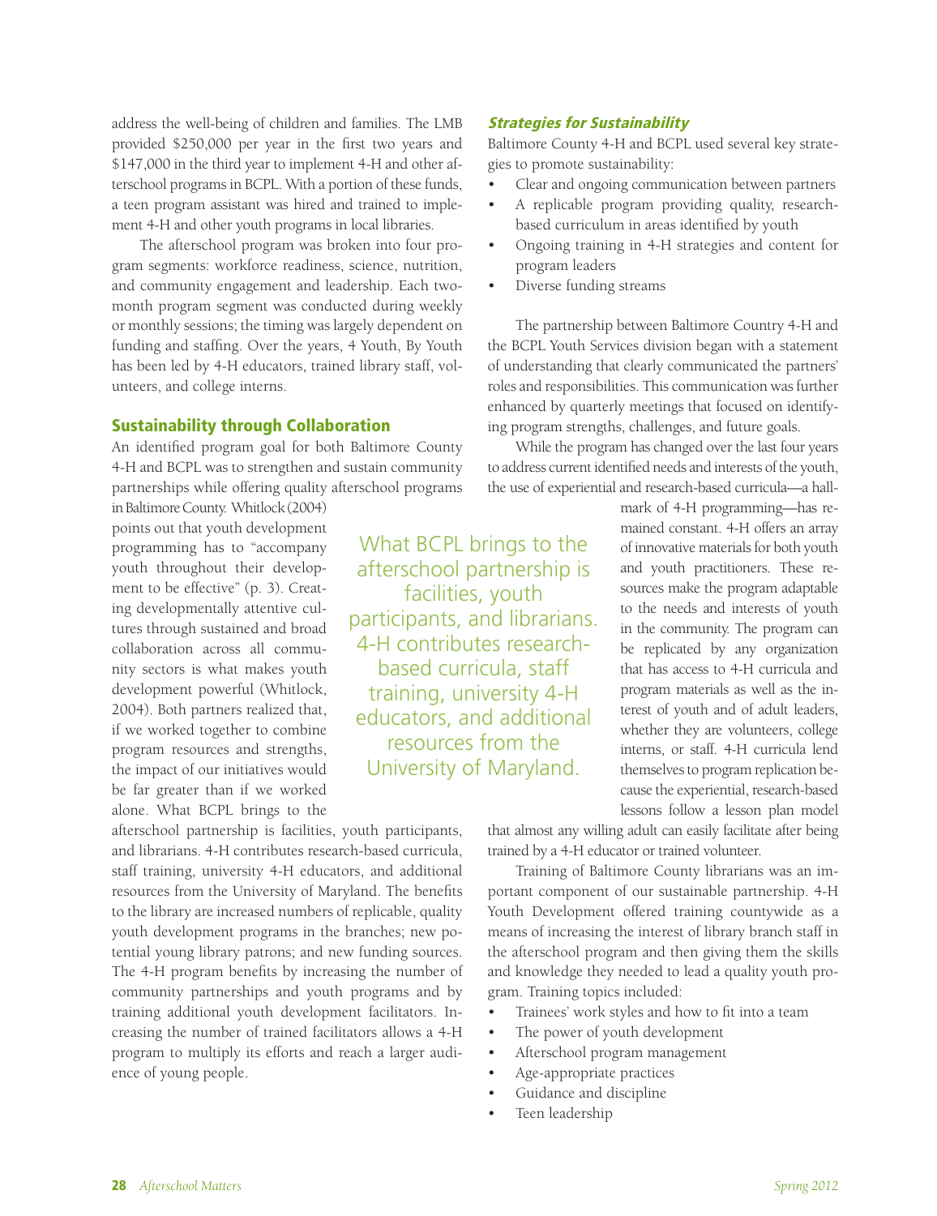address the well-being of children and families. The LMB provided $250,000 per year in the first two years and $147,000 in the third year to implement 4-H and other afterschool programs in BCPL. With a portion of these funds, a teen program assistant was hired and trained to implement 4-H and other youth programs in local libraries.

The afterschool program was broken into four program segments: workforce readiness, science, nutrition, and community engagement and leadership. Each two-month program segment was conducted during weekly or monthly sessions; the timing was largely dependent on funding and staffing. Over the years, 4 Youth, By Youth has been led by 4-H educators, trained library staff, volunteers, and college interns.

## Sustainability through Collaboration

An identified program goal for both Baltimore County 4-H and BCPL was to strengthen and sustain community partnerships while offering quality afterschool programs in Baltimore County. Whitlock (2004) points out that youth development programming has to "accompany youth throughout their development to be effective" (p. 3). Creating developmentally attentive cultures through sustained and broad collaboration across all community sectors is what makes youth development powerful (Whitlock, 2004). Both partners realized that, if we worked together to combine program resources and strengths, the impact of our initiatives would be far greater than if we worked alone. What BCPL brings to the afterschool partnership is facilities, youth participants, and librarians. 4-H contributes research-based curricula, staff training, university 4-H educators, and additional resources from the University of Maryland. The benefits to the library are increased numbers of replicable, quality youth development programs in the branches; new potential young library patrons; and new funding sources. The 4-H program benefits by increasing the number of community partnerships and youth programs and by training additional youth development facilitators. Increasing the number of trained facilitators allows a 4-H program to multiply its efforts and reach a larger audience of young people.

> What BCPL brings to the afterschool partnership is facilities, youth participants, and librarians. 4-H contributes research-based curricula, staff training, university 4-H educators, and additional resources from the University of Maryland.

### *Strategies for Sustainability*

Baltimore County 4-H and BCPL used several key strategies to promote sustainability:

- Clear and ongoing communication between partners
- A replicable program providing quality, research-based curriculum in areas identified by youth
- Ongoing training in 4-H strategies and content for program leaders
- Diverse funding streams

The partnership between Baltimore Country 4-H and the BCPL Youth Services division began with a statement of understanding that clearly communicated the partners' roles and responsibilities. This communication was further enhanced by quarterly meetings that focused on identifying program strengths, challenges, and future goals.

While the program has changed over the last four years to address current identified needs and interests of the youth, the use of experiential and research-based curricula—a hallmark of 4-H programming—has remained constant. 4-H offers an array of innovative materials for both youth and youth practitioners. These resources make the program adaptable to the needs and interests of youth in the community. The program can be replicated by any organization that has access to 4-H curricula and program materials as well as the interest of youth and of adult leaders, whether they are volunteers, college interns, or staff. 4-H curricula lend themselves to program replication because the experiential, research-based lessons follow a lesson plan model that almost any willing adult can easily facilitate after being trained by a 4-H educator or trained volunteer.

Training of Baltimore County librarians was an important component of our sustainable partnership. 4-H Youth Development offered training countywide as a means of increasing the interest of library branch staff in the afterschool program and then giving them the skills and knowledge they needed to lead a quality youth program. Training topics included:

- Trainees' work styles and how to fit into a team
- The power of youth development
- Afterschool program management
- Age-appropriate practices
- Guidance and discipline
- Teen leadership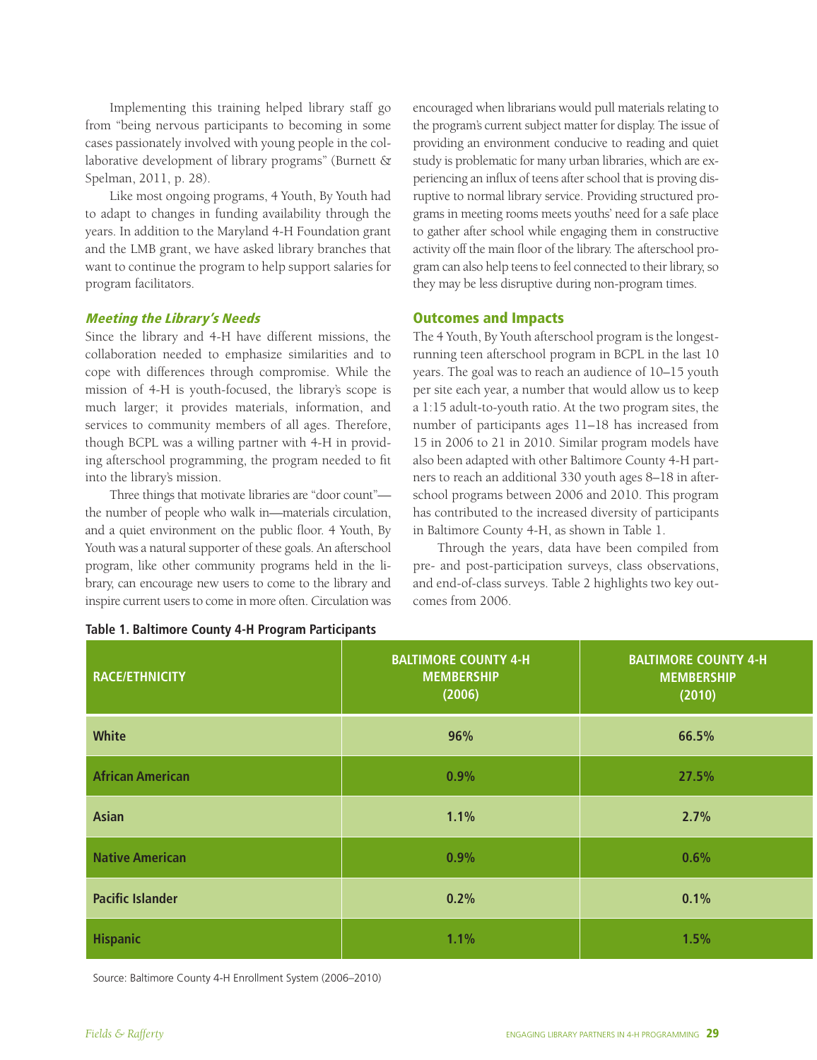Implementing this training helped library staff go from "being nervous participants to becoming in some cases passionately involved with young people in the collaborative development of library programs" (Burnett & Spelman, 2011, p. 28).

Like most ongoing programs, 4 Youth, By Youth had to adapt to changes in funding availability through the years. In addition to the Maryland 4-H Foundation grant and the LMB grant, we have asked library branches that want to continue the program to help support salaries for program facilitators.

### *Meeting the Library's Needs*

Since the library and 4-H have different missions, the collaboration needed to emphasize similarities and to cope with differences through compromise. While the mission of 4-H is youth-focused, the library's scope is much larger; it provides materials, information, and services to community members of all ages. Therefore, though BCPL was a willing partner with 4-H in providing afterschool programming, the program needed to fit into the library's mission.

Three things that motivate libraries are "door count"—the number of people who walk in—materials circulation, and a quiet environment on the public floor. 4 Youth, By Youth was a natural supporter of these goals. An afterschool program, like other community programs held in the library, can encourage new users to come to the library and inspire current users to come in more often. Circulation was encouraged when librarians would pull materials relating to the program's current subject matter for display. The issue of providing an environment conducive to reading and quiet study is problematic for many urban libraries, which are experiencing an influx of teens after school that is proving disruptive to normal library service. Providing structured programs in meeting rooms meets youths' need for a safe place to gather after school while engaging them in constructive activity off the main floor of the library. The afterschool program can also help teens to feel connected to their library, so they may be less disruptive during non-program times.

## Outcomes and Impacts

The 4 Youth, By Youth afterschool program is the longest-running teen afterschool program in BCPL in the last 10 years. The goal was to reach an audience of 10–15 youth per site each year, a number that would allow us to keep a 1:15 adult-to-youth ratio. At the two program sites, the number of participants ages 11–18 has increased from 15 in 2006 to 21 in 2010. Similar program models have also been adapted with other Baltimore County 4-H partners to reach an additional 330 youth ages 8–18 in afterschool programs between 2006 and 2010. This program has contributed to the increased diversity of participants in Baltimore County 4-H, as shown in Table 1.

Through the years, data have been compiled from pre- and post-participation surveys, class observations, and end-of-class surveys. Table 2 highlights two key outcomes from 2006.

**Table 1. Baltimore County 4-H Program Participants**

| RACE/ETHNICITY | BALTIMORE COUNTY 4-H MEMBERSHIP (2006) | BALTIMORE COUNTY 4-H MEMBERSHIP (2010) |
|---|---|---|
| White | 96% | 66.5% |
| African American | 0.9% | 27.5% |
| Asian | 1.1% | 2.7% |
| Native American | 0.9% | 0.6% |
| Pacific Islander | 0.2% | 0.1% |
| Hispanic | 1.1% | 1.5% |

Source: Baltimore County 4-H Enrollment System (2006–2010)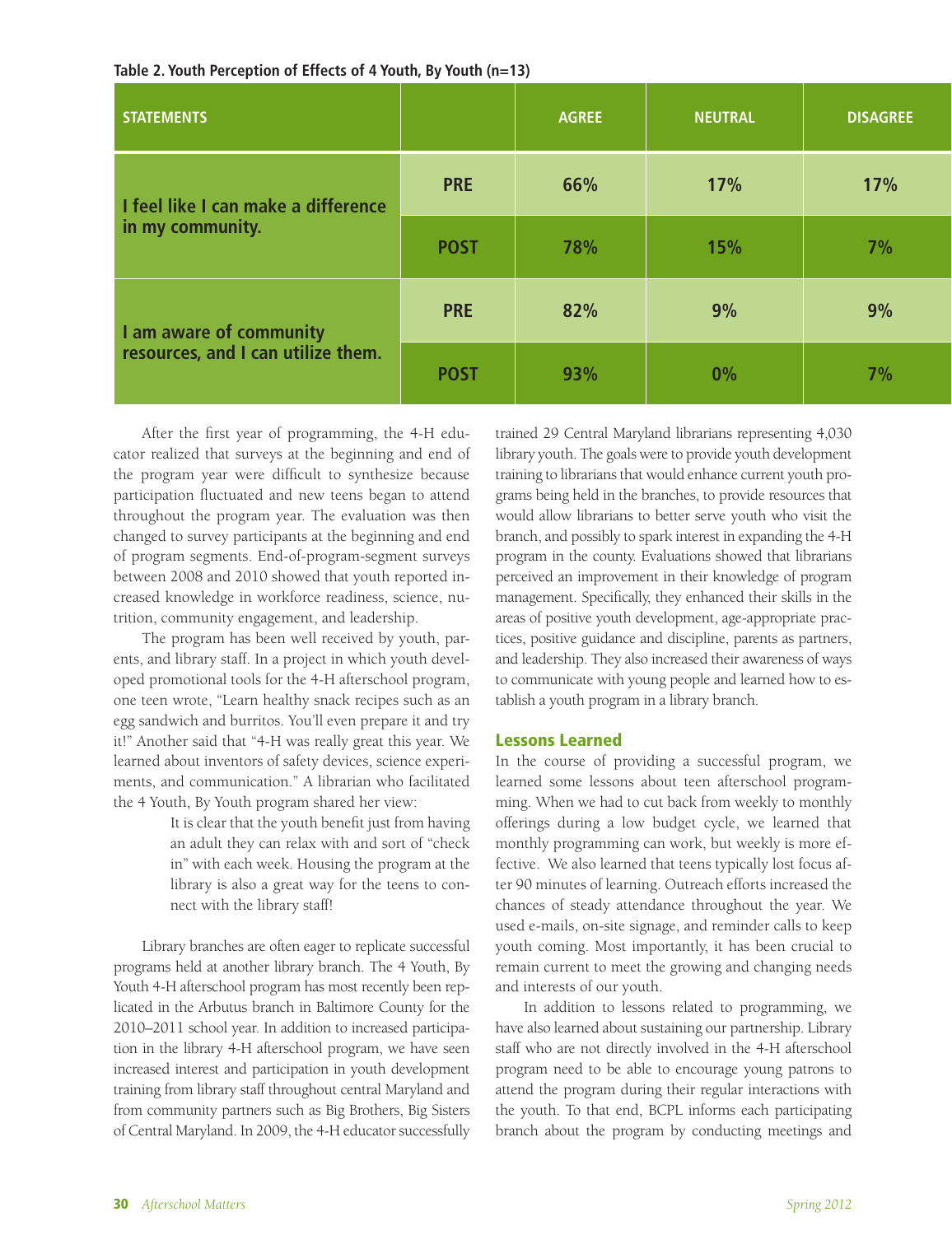**Table 2. Youth Perception of Effects of 4 Youth, By Youth (n=13)**

| STATEMENTS | | AGREE | NEUTRAL | DISAGREE |
|---|---|---|---|---|
| I feel like I can make a difference in my community. | PRE | 66% | 17% | 17% |
| | POST | 78% | 15% | 7% |
| I am aware of community resources, and I can utilize them. | PRE | 82% | 9% | 9% |
| | POST | 93% | 0% | 7% |

After the first year of programming, the 4-H educator realized that surveys at the beginning and end of the program year were difficult to synthesize because participation fluctuated and new teens began to attend throughout the program year. The evaluation was then changed to survey participants at the beginning and end of program segments. End-of-program-segment surveys between 2008 and 2010 showed that youth reported increased knowledge in workforce readiness, science, nutrition, community engagement, and leadership.

The program has been well received by youth, parents, and library staff. In a project in which youth developed promotional tools for the 4-H afterschool program, one teen wrote, "Learn healthy snack recipes such as an egg sandwich and burritos. You'll even prepare it and try it!" Another said that "4-H was really great this year. We learned about inventors of safety devices, science experiments, and communication." A librarian who facilitated the 4 Youth, By Youth program shared her view:

> It is clear that the youth benefit just from having an adult they can relax with and sort of "check in" with each week. Housing the program at the library is also a great way for the teens to connect with the library staff!

Library branches are often eager to replicate successful programs held at another library branch. The 4 Youth, By Youth 4-H afterschool program has most recently been replicated in the Arbutus branch in Baltimore County for the 2010–2011 school year. In addition to increased participation in the library 4-H afterschool program, we have seen increased interest and participation in youth development training from library staff throughout central Maryland and from community partners such as Big Brothers, Big Sisters of Central Maryland. In 2009, the 4-H educator successfully trained 29 Central Maryland librarians representing 4,030 library youth. The goals were to provide youth development training to librarians that would enhance current youth programs being held in the branches, to provide resources that would allow librarians to better serve youth who visit the branch, and possibly to spark interest in expanding the 4-H program in the county. Evaluations showed that librarians perceived an improvement in their knowledge of program management. Specifically, they enhanced their skills in the areas of positive youth development, age-appropriate practices, positive guidance and discipline, parents as partners, and leadership. They also increased their awareness of ways to communicate with young people and learned how to establish a youth program in a library branch.

## Lessons Learned

In the course of providing a successful program, we learned some lessons about teen afterschool programming. When we had to cut back from weekly to monthly offerings during a low budget cycle, we learned that monthly programming can work, but weekly is more effective. We also learned that teens typically lost focus after 90 minutes of learning. Outreach efforts increased the chances of steady attendance throughout the year. We used e-mails, on-site signage, and reminder calls to keep youth coming. Most importantly, it has been crucial to remain current to meet the growing and changing needs and interests of our youth.

In addition to lessons related to programming, we have also learned about sustaining our partnership. Library staff who are not directly involved in the 4-H afterschool program need to be able to encourage young patrons to attend the program during their regular interactions with the youth. To that end, BCPL informs each participating branch about the program by conducting meetings and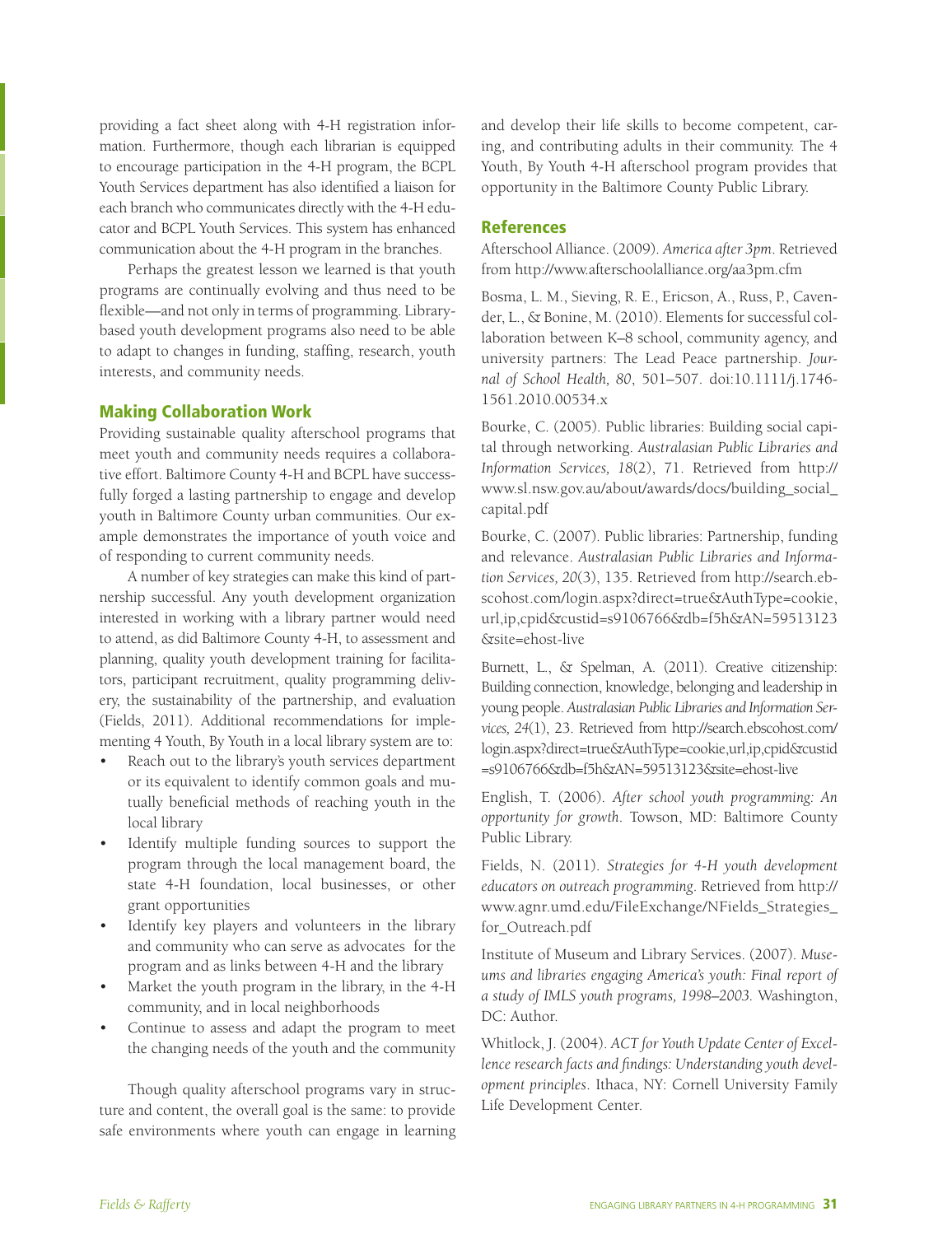providing a fact sheet along with 4-H registration information. Furthermore, though each librarian is equipped to encourage participation in the 4-H program, the BCPL Youth Services department has also identified a liaison for each branch who communicates directly with the 4-H educator and BCPL Youth Services. This system has enhanced communication about the 4-H program in the branches.

Perhaps the greatest lesson we learned is that youth programs are continually evolving and thus need to be flexible—and not only in terms of programming. Library-based youth development programs also need to be able to adapt to changes in funding, staffing, research, youth interests, and community needs.

## Making Collaboration Work

Providing sustainable quality afterschool programs that meet youth and community needs requires a collaborative effort. Baltimore County 4-H and BCPL have successfully forged a lasting partnership to engage and develop youth in Baltimore County urban communities. Our example demonstrates the importance of youth voice and of responding to current community needs.

A number of key strategies can make this kind of partnership successful. Any youth development organization interested in working with a library partner would need to attend, as did Baltimore County 4-H, to assessment and planning, quality youth development training for facilitators, participant recruitment, quality programming delivery, the sustainability of the partnership, and evaluation (Fields, 2011). Additional recommendations for implementing 4 Youth, By Youth in a local library system are to:

- Reach out to the library's youth services department or its equivalent to identify common goals and mutually beneficial methods of reaching youth in the local library
- Identify multiple funding sources to support the program through the local management board, the state 4-H foundation, local businesses, or other grant opportunities
- Identify key players and volunteers in the library and community who can serve as advocates for the program and as links between 4-H and the library
- Market the youth program in the library, in the 4-H community, and in local neighborhoods
- Continue to assess and adapt the program to meet the changing needs of the youth and the community

Though quality afterschool programs vary in structure and content, the overall goal is the same: to provide safe environments where youth can engage in learning and develop their life skills to become competent, caring, and contributing adults in their community. The 4 Youth, By Youth 4-H afterschool program provides that opportunity in the Baltimore County Public Library.

## References

Afterschool Alliance. (2009). *America after 3pm*. Retrieved from http://www.afterschoolalliance.org/aa3pm.cfm

Bosma, L. M., Sieving, R. E., Ericson, A., Russ, P., Cavender, L., & Bonine, M. (2010). Elements for successful collaboration between K–8 school, community agency, and university partners: The Lead Peace partnership. *Journal of School Health, 80*, 501–507. doi:10.1111/j.1746-1561.2010.00534.x

Bourke, C. (2005). Public libraries: Building social capital through networking. *Australasian Public Libraries and Information Services, 18*(2), 71. Retrieved from http://www.sl.nsw.gov.au/about/awards/docs/building_social_capital.pdf

Bourke, C. (2007). Public libraries: Partnership, funding and relevance. *Australasian Public Libraries and Information Services, 20*(3), 135. Retrieved from http://search.ebscohost.com/login.aspx?direct=true&AuthType=cookie,url,ip,cpid&custid=s9106766&db=f5h&AN=59513123&site=ehost-live

Burnett, L., & Spelman, A. (2011). Creative citizenship: Building connection, knowledge, belonging and leadership in young people. *Australasian Public Libraries and Information Services, 24*(1), 23. Retrieved from http://search.ebscohost.com/login.aspx?direct=true&AuthType=cookie,url,ip,cpid&custid=s9106766&db=f5h&AN=59513123&site=ehost-live

English, T. (2006). *After school youth programming: An opportunity for growth*. Towson, MD: Baltimore County Public Library.

Fields, N. (2011). *Strategies for 4-H youth development educators on outreach programming*. Retrieved from http://www.agnr.umd.edu/FileExchange/NFields_Strategies_for_Outreach.pdf

Institute of Museum and Library Services. (2007). *Museums and libraries engaging America's youth: Final report of a study of IMLS youth programs, 1998–2003.* Washington, DC: Author.

Whitlock, J. (2004). *ACT for Youth Update Center of Excellence research facts and findings: Understanding youth development principles*. Ithaca, NY: Cornell University Family Life Development Center.